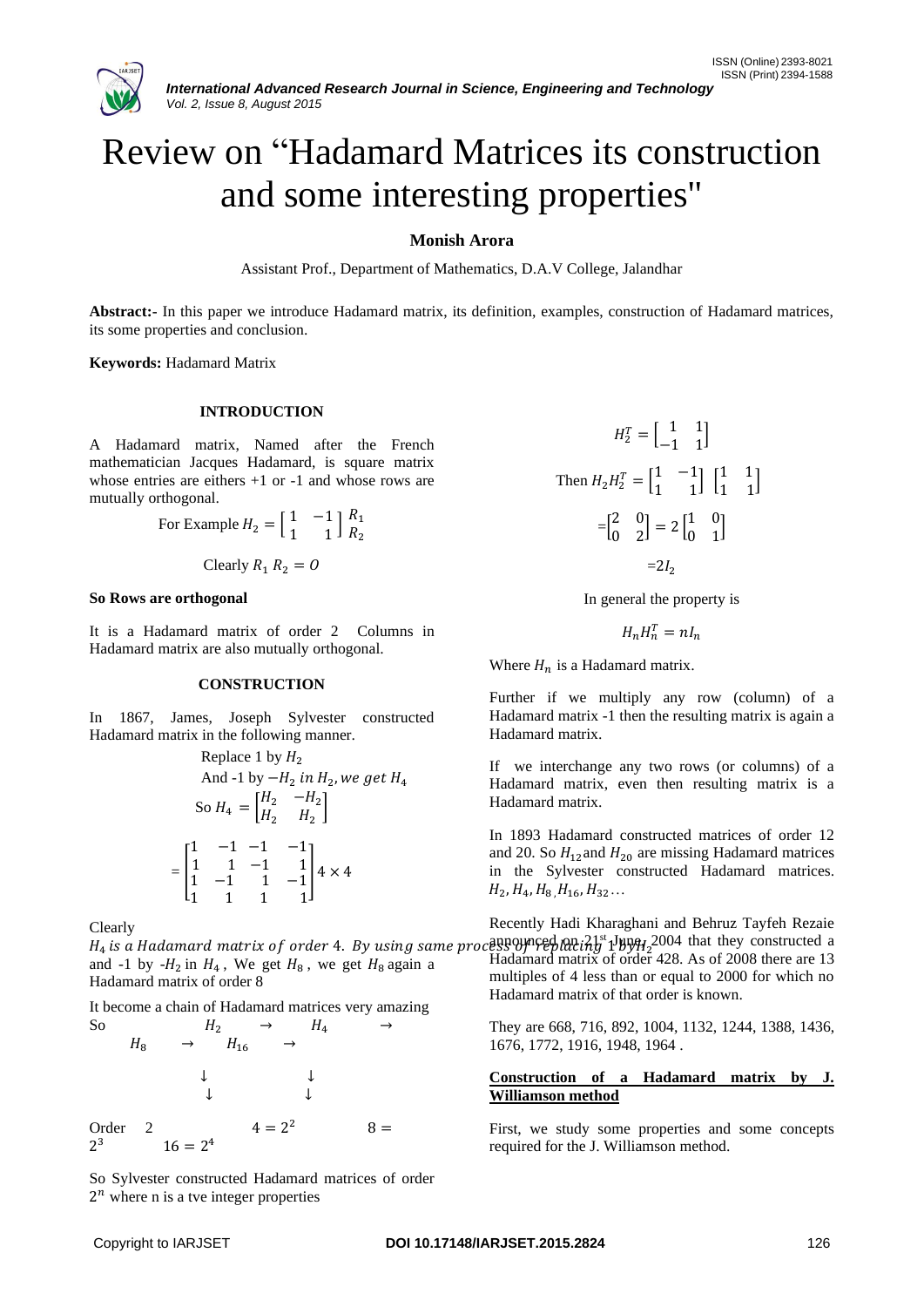# Review on "Hadamard Matrices its construction and some interesting properties"

**Monish Arora**

Assistant Prof., Department of Mathematics, D.A.V College, Jalandhar

**Abstract:-** In this paper we introduce Hadamard matrix, its definition, examples, construction of Hadamard matrices, its some properties and conclusion.

**Keywords:** Hadamard Matrix

## INTRODUCTION

A Hadamard matrix, Named after the French mathematician Jacques Hadamard, is square matrix whose entries are eithers +1 or -1 and whose rows are mutually orthogonal.

For Example $H_2 = \begin{bmatrix} 1 & -1 \\ 1 & 1 \end{bmatrix} \begin{matrix} R_1 \\ R_2 \end{matrix}$

Clearly $R_1 \, R_2 = O$

**So Rows are orthogonal**

It is a Hadamard matrix of order 2 Columns in Hadamard matrix are also mutually orthogonal.

## CONSTRUCTION

In 1867, James, Joseph Sylvester constructed Hadamard matrix in the following manner.

Replace 1 by $H_2$

And -1 by $-H_2$ *in* $H_2$, *we get* $H_4$

So $H_4 = \begin{bmatrix} H_2 & -H_2 \\ H_2 & H_2 \end{bmatrix}$

$$= \begin{bmatrix} 1 & -1 & -1 & -1 \\ 1 & 1 & -1 & 1 \\ 1 & -1 & 1 & -1 \\ 1 & 1 & 1 & 1 \end{bmatrix} 4 \times 4$$

Clearly

$H_4$ *is a Hadamard matrix of order* 4. *By using same process of replacing* 1 *by* $H_2$ and -1 by -$H_2$ in $H_4$ , We get $H_8$ , we get $H_8$ again a Hadamard matrix of order 8

It become a chain of Hadamard matrices very amazing

So $H_2 \rightarrow H_4 \rightarrow H_8 \rightarrow H_{16} \rightarrow$

$\downarrow \quad \downarrow$

$\downarrow \quad \downarrow$

Order 2 $\quad 4 = 2^2 \quad 8 = 2^3 \quad 16 = 2^4$

So Sylvester constructed Hadamard matrices of order $2^n$ where n is a tve integer properties

$$H_2^T = \begin{bmatrix} 1 & 1 \\ -1 & 1 \end{bmatrix}$$

Then $H_2 H_2^T = \begin{bmatrix} 1 & -1 \\ 1 & 1 \end{bmatrix} \begin{bmatrix} 1 & 1 \\ 1 & 1 \end{bmatrix}$

$$= \begin{bmatrix} 2 & 0 \\ 0 & 2 \end{bmatrix} = 2 \begin{bmatrix} 1 & 0 \\ 0 & 1 \end{bmatrix}$$

$$= 2I_2$$

In general the property is

$$H_n H_n^T = nI_n$$

Where $H_n$ is a Hadamard matrix.

Further if we multiply any row (column) of a Hadamard matrix -1 then the resulting matrix is again a Hadamard matrix.

If we interchange any two rows (or columns) of a Hadamard matrix, even then resulting matrix is a Hadamard matrix.

In 1893 Hadamard constructed matrices of order 12 and 20. So $H_{12}$ and $H_{20}$ are missing Hadamard matrices in the Sylvester constructed Hadamard matrices. $H_2, H_4, H_8, H_{16}, H_{32} \ldots$

Recently Hadi Kharaghani and Behruz Tayfeh Rezaie announced on 21st June, 2004 that they constructed a Hadamard matrix of order 428. As of 2008 there are 13 multiples of 4 less than or equal to 2000 for which no Hadamard matrix of that order is known.

They are 668, 716, 892, 1004, 1132, 1244, 1388, 1436, 1676, 1772, 1916, 1948, 1964 .

### Construction of a Hadamard matrix by J. Williamson method

First, we study some properties and some concepts required for the J. Williamson method.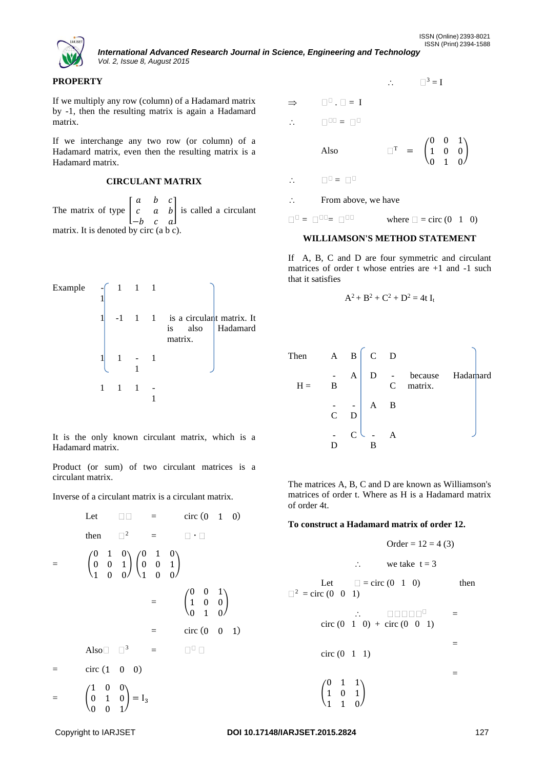**PROPERTY**

If we multiply any row (column) of a Hadamard matrix by -1, then the resulting matrix is again a Hadamard matrix.

If we interchange any two row (or column) of a Hadamard matrix, even then the resulting matrix is a Hadamard matrix.

**CIRCULANT MATRIX**

The matrix of type $\begin{bmatrix} a & b & c \\ c & a & b \\ -b & c & a \end{bmatrix}$ is called a circulant matrix. It is denoted by circ (a b c).

Example $\begin{pmatrix} -1 & 1 & 1 & 1 \\ 1 & -1 & 1 & 1 \\ 1 & 1 & -1 & 1 \\ 1 & 1 & 1 & -1 \end{pmatrix}$ is a circulant matrix. It is also Hadamard matrix.

It is the only known circulant matrix, which is a Hadamard matrix.

Product (or sum) of two circulant matrices is a circulant matrix.

Inverse of a circulant matrix is a circulant matrix.

Let $\square\square$ = circ (0 1 0)

then $\square^2$ = $\square \cdot \square$

$$= \begin{pmatrix} 0 & 1 & 0 \\ 0 & 0 & 1 \\ 1 & 0 & 0 \end{pmatrix} \begin{pmatrix} 0 & 1 & 0 \\ 0 & 0 & 1 \\ 1 & 0 & 0 \end{pmatrix}$$

$$= \begin{pmatrix} 0 & 0 & 1 \\ 1 & 0 & 0 \\ 0 & 1 & 0 \end{pmatrix}$$

= circ (0 0 1)

Also $\square^3$ = $\square^{\square}\,\square$

= circ (1 0 0)

$$= \begin{pmatrix} 1 & 0 & 0 \\ 0 & 1 & 0 \\ 0 & 0 & 1 \end{pmatrix} = I_3$$

$\therefore$ $\square^3 = I$

$\Rightarrow$ $\square^{\square} \cdot \square = I$

$\therefore$ $\square^{\square\square} = \square^{\square}$

Also $\square^T = \begin{pmatrix} 0 & 0 & 1 \\ 1 & 0 & 0 \\ 0 & 1 & 0 \end{pmatrix}$

$\therefore$ $\square^{\square} = \square^{\square}$

$\therefore$ From above, we have

$\square^{\square} = \square^{\square\square} = \square^{\square\square}$ where $\square$ = circ (0 1 0)

**WILLIAMSON'S METHOD STATEMENT**

If A, B, C and D are four symmetric and circulant matrices of order t whose entries are +1 and -1 such that it satisfies

$$A^2 + B^2 + C^2 + D^2 = 4t\, I_t$$

Then

$$H = \begin{pmatrix} A & B & C & D \\ -B & A & D & -C \\ -C & -D & A & B \\ -D & C & -B & A \end{pmatrix}$$

because Hadamard matrix.

The matrices A, B, C and D are known as Williamson's matrices of order t. Where as H is a Hadamard matrix of order 4t.

**To construct a Hadamard matrix of order 12.**

Order = 12 = 4 (3)

$\therefore$ we take t = 3

Let $\square$ = circ (0 1 0) then $\square^2$ = circ (0 0 1)

$\therefore$ $\square\square\square\square\square^{\square}$ = circ (0 1 0) + circ (0 0 1)

= circ (0 1 1)

$$= \begin{pmatrix} 0 & 1 & 1 \\ 1 & 0 & 1 \\ 1 & 1 & 0 \end{pmatrix}$$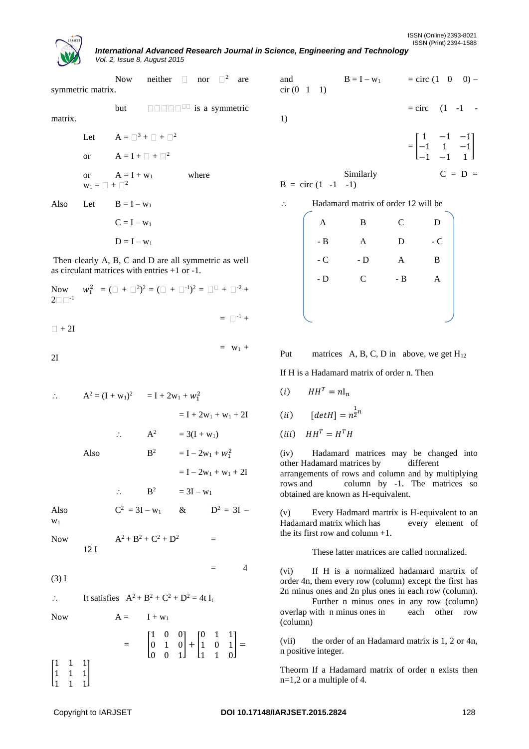Now neither □ nor □$^2$ are symmetric matrix.

but □□□□□□□ is a symmetric matrix.

Let $A = □^3 + □ + □^2$

or $A = I + □ + □^2$

or $A = I + w_1$ where $w_1 = □ + □^2$

Also Let $B = I - w_1$

$C = I - w_1$

$D = I - w_1$

Then clearly A, B, C and D are all symmetric as well as circulant matrices with entries +1 or -1.

Now $w_1^2 = (□ + □^2)^2 = (□ + □^{-1})^2 = □^□ + □^{-2} + 2□□^{-1}$

$= □^{-1} + □ + 2I$

$= w_1 + 2I$

$\therefore$ $A^2 = (I + w_1)^2 = I + 2w_1 + w_1^2$

$= I + 2w_1 + w_1 + 2I$

$\therefore$ $A^2 = 3(I + w_1)$

Also $B^2 = I - 2w_1 + w_1^2$

$= I - 2w_1 + w_1 + 2I$

$\therefore$ $B^2 = 3I - w_1$

Also $C^2 = 3I - w_1$ & $D^2 = 3I - w_1$

Now $A^2 + B^2 + C^2 + D^2 = 12\,I$

$= 4\,(3)\,I$

$\therefore$ It satisfies $A^2 + B^2 + C^2 + D^2 = 4t\, I_t$

Now $A = I + w_1$

$$= \begin{bmatrix} 1 & 0 & 0 \\ 0 & 1 & 0 \\ 0 & 0 & 1 \end{bmatrix} + \begin{bmatrix} 0 & 1 & 1 \\ 1 & 0 & 1 \\ 1 & 1 & 0 \end{bmatrix} = \begin{bmatrix} 1 & 1 & 1 \\ 1 & 1 & 1 \\ 1 & 1 & 1 \end{bmatrix}$$

and $B = I - w_1$ = circ (1 0 0) – cir (0 1 1)

= circ (1 -1 -1)

$$= \begin{bmatrix} 1 & -1 & -1 \\ -1 & 1 & -1 \\ -1 & -1 & 1 \end{bmatrix}$$

Similarly C = D = B = circ (1 -1 -1)

$\therefore$ Hadamard matrix of order 12 will be

$$\begin{pmatrix} A & B & C & D \\ -B & A & D & -C \\ -C & -D & A & B \\ -D & C & -B & A \end{pmatrix}$$

Put matrices A, B, C, D in above, we get $H_{12}$

If H is a Hadamard matrix of order n. Then

$(i)$ $HH^T = nI_n$

$(ii)$ $[detH] = n^{\frac{1}{2}n}$

$(iii)$ $HH^T = H^T H$

(iv) Hadamard matrices may be changed into other Hadamard matrices by different arrangements of rows and column and by multiplying rows and column by -1. The matrices so obtained are known as H-equivalent.

(v) Every Hadmard martrix is H-equivalent to an Hadamard matrix which has every element of the its first row and column +1.

These latter matrices are called normalized.

(vi) If H is a normalized hadamard martrix of order 4n, them every row (column) except the first has 2n minus ones and 2n plus ones in each row (column). Further n minus ones in any row (column) overlap with n minus ones in each other row (column)

(vii) the order of an Hadamard matrix is 1, 2 or 4n, n positive integer.

Theorm If a Hadamard matrix of order n exists then n=1,2 or a multiple of 4.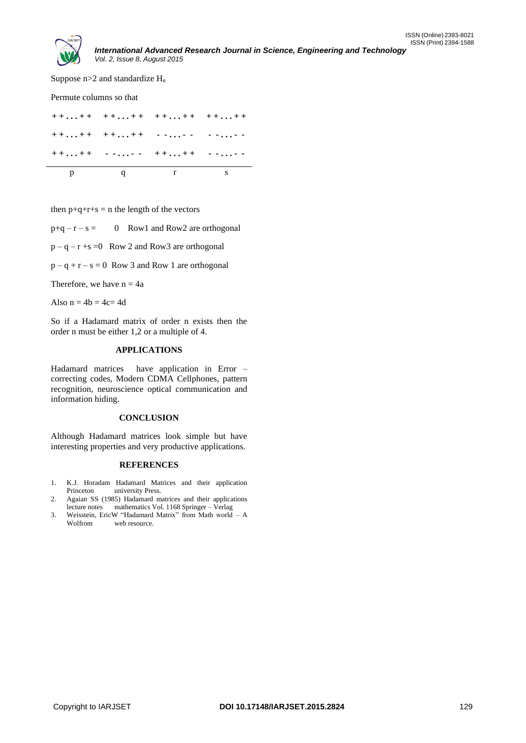Suppose n>2 and standardize $H_n$

Permute columns so that

| | | | |
|---|---|---|---|
| + + . . . + + | + + . . . + + | + + . . . + + | + + . . . + + |
| + + . . . + + | + + . . . + + | - - . . . - - | - - . . . - - |
| + + . . . + + | - - . . . - - | + + . . . + + | - - . . . - - |
| p | q | r | s |

then $p+q+r+s = n$ the length of the vectors

$p+q-r-s = 0$ Row1 and Row2 are orthogonal

$p-q-r+s = 0$ Row 2 and Row3 are orthogonal

$p-q+r-s = 0$ Row 3 and Row 1 are orthogonal

Therefore, we have $n = 4a$

Also $n = 4b = 4c = 4d$

So if a Hadamard matrix of order n exists then the order n must be either 1,2 or a multiple of 4.

## APPLICATIONS

Hadamard matrices have application in Error – correcting codes, Modern CDMA Cellphones, pattern recognition, neuroscience optical communication and information hiding.

## CONCLUSION

Although Hadamard matrices look simple but have interesting properties and very productive applications.

## REFERENCES

1. K.J. Horadam Hadamard Matrices and their application Princeton university Press.
2. Agaian SS (1985) Hadamard matrices and their applications lecture notes mathematics Vol. 1168 Springer – Verlag
3. Weisstein, EricW "Hadamard Matrix" from Math world – A Wolfrom web resource.